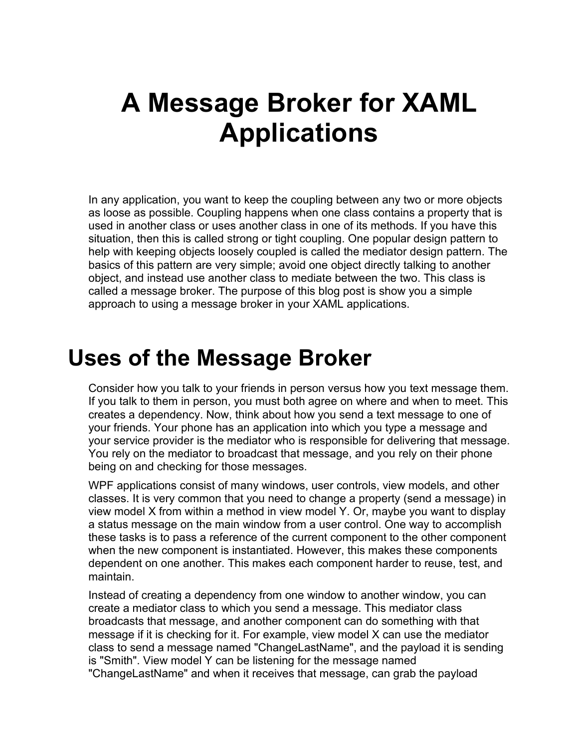# A Message Broker for XAML Applications

In any application, you want to keep the coupling between any two or more objects as loose as possible. Coupling happens when one class contains a property that is used in another class or uses another class in one of its methods. If you have this situation, then this is called strong or tight coupling. One popular design pattern to help with keeping objects loosely coupled is called the mediator design pattern. The basics of this pattern are very simple; avoid one object directly talking to another object, and instead use another class to mediate between the two. This class is called a message broker. The purpose of this blog post is show you a simple approach to using a message broker in your XAML applications.

## Uses of the Message Broker

Consider how you talk to your friends in person versus how you text message them. If you talk to them in person, you must both agree on where and when to meet. This creates a dependency. Now, think about how you send a text message to one of your friends. Your phone has an application into which you type a message and your service provider is the mediator who is responsible for delivering that message. You rely on the mediator to broadcast that message, and you rely on their phone being on and checking for those messages.

WPF applications consist of many windows, user controls, view models, and other classes. It is very common that you need to change a property (send a message) in view model X from within a method in view model Y. Or, maybe you want to display a status message on the main window from a user control. One way to accomplish these tasks is to pass a reference of the current component to the other component when the new component is instantiated. However, this makes these components dependent on one another. This makes each component harder to reuse, test, and maintain.

Instead of creating a dependency from one window to another window, you can create a mediator class to which you send a message. This mediator class broadcasts that message, and another component can do something with that message if it is checking for it. For example, view model X can use the mediator class to send a message named "ChangeLastName", and the payload it is sending is "Smith". View model Y can be listening for the message named "ChangeLastName" and when it receives that message, can grab the payload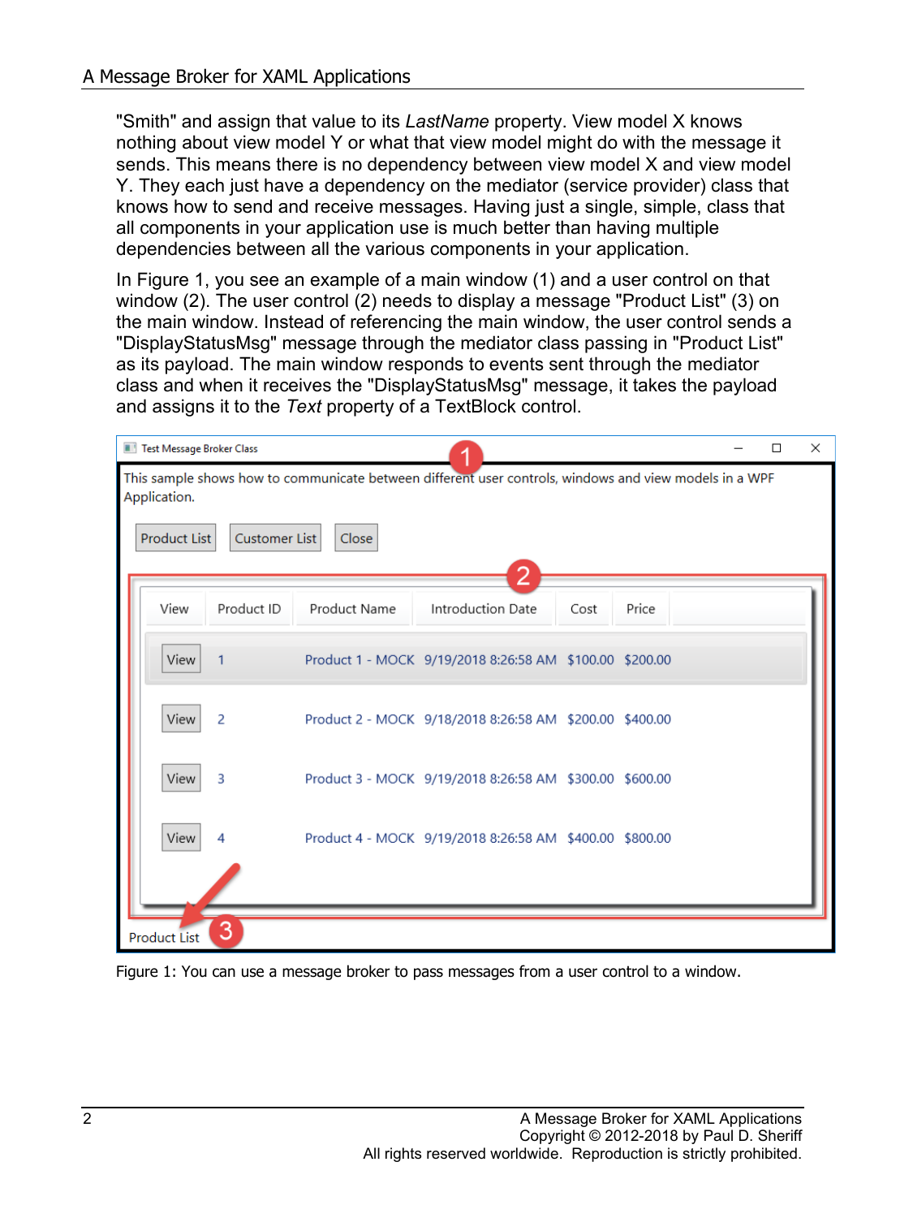"Smith" and assign that value to its *LastName* property. View model X knows nothing about view model Y or what that view model might do with the message it sends. This means there is no dependency between view model X and view model Y. They each just have a dependency on the mediator (service provider) class that knows how to send and receive messages. Having just a single, simple, class that all components in your application use is much better than having multiple dependencies between all the various components in your application.

In Figure 1, you see an example of a main window (1) and a user control on that window (2). The user control (2) needs to display a message "Product List" (3) on the main window. Instead of referencing the main window, the user control sends a "DisplayStatusMsg" message through the mediator class passing in "Product List" as its payload. The main window responds to events sent through the mediator class and when it receives the "DisplayStatusMsg" message, it takes the payload and assigns it to the *Text* property of a TextBlock control.

Figure 1: You can use a message broker to pass messages from a user control to a window.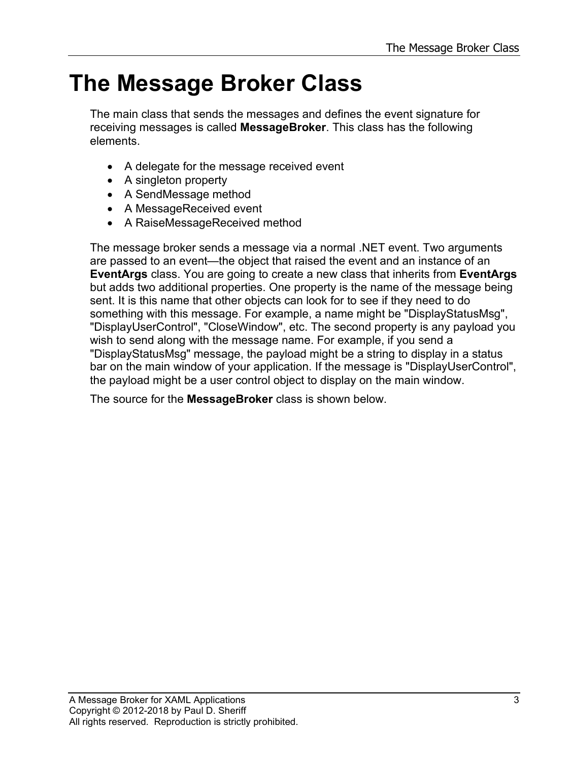# The Message Broker Class

The main class that sends the messages and defines the event signature for receiving messages is called **MessageBroker**. This class has the following elements.

- A delegate for the message received event
- A singleton property
- A SendMessage method
- A MessageReceived event
- A RaiseMessageReceived method

The message broker sends a message via a normal .NET event. Two arguments are passed to an event—the object that raised the event and an instance of an **EventArgs** class. You are going to create a new class that inherits from **EventArgs** but adds two additional properties. One property is the name of the message being sent. It is this name that other objects can look for to see if they need to do something with this message. For example, a name might be "DisplayStatusMsg", "DisplayUserControl", "CloseWindow", etc. The second property is any payload you wish to send along with the message name. For example, if you send a "DisplayStatusMsg" message, the payload might be a string to display in a status bar on the main window of your application. If the message is "DisplayUserControl", the payload might be a user control object to display on the main window.

The source for the **MessageBroker** class is shown below.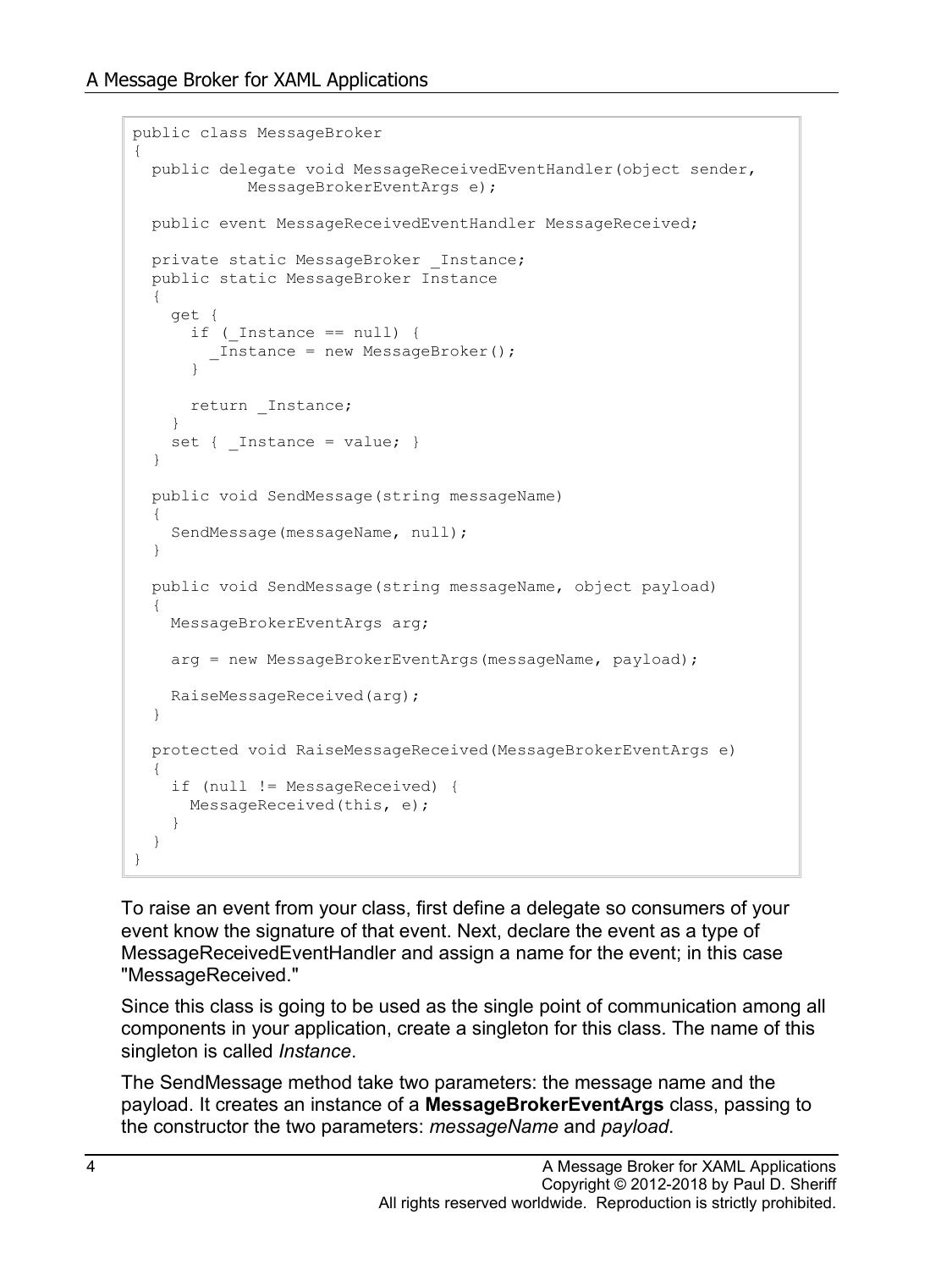```
public class MessageBroker
{
  public delegate void MessageReceivedEventHandler(object sender,
            MessageBrokerEventArgs e);

  public event MessageReceivedEventHandler MessageReceived;

  private static MessageBroker _Instance;
  public static MessageBroker Instance
  {
    get {
      if (_Instance == null) {
        _Instance = new MessageBroker();
      }

      return _Instance;
    }
    set { _Instance = value; }
  }

  public void SendMessage(string messageName)
  {
    SendMessage(messageName, null);
  }

  public void SendMessage(string messageName, object payload)
  {
    MessageBrokerEventArgs arg;

    arg = new MessageBrokerEventArgs(messageName, payload);

    RaiseMessageReceived(arg);
  }

  protected void RaiseMessageReceived(MessageBrokerEventArgs e)
  {
    if (null != MessageReceived) {
      MessageReceived(this, e);
    }
  }
}
```

To raise an event from your class, first define a delegate so consumers of your event know the signature of that event. Next, declare the event as a type of MessageReceivedEventHandler and assign a name for the event; in this case "MessageReceived."

Since this class is going to be used as the single point of communication among all components in your application, create a singleton for this class. The name of this singleton is called *Instance*.

The SendMessage method take two parameters: the message name and the payload. It creates an instance of a **MessageBrokerEventArgs** class, passing to the constructor the two parameters: *messageName* and *payload*.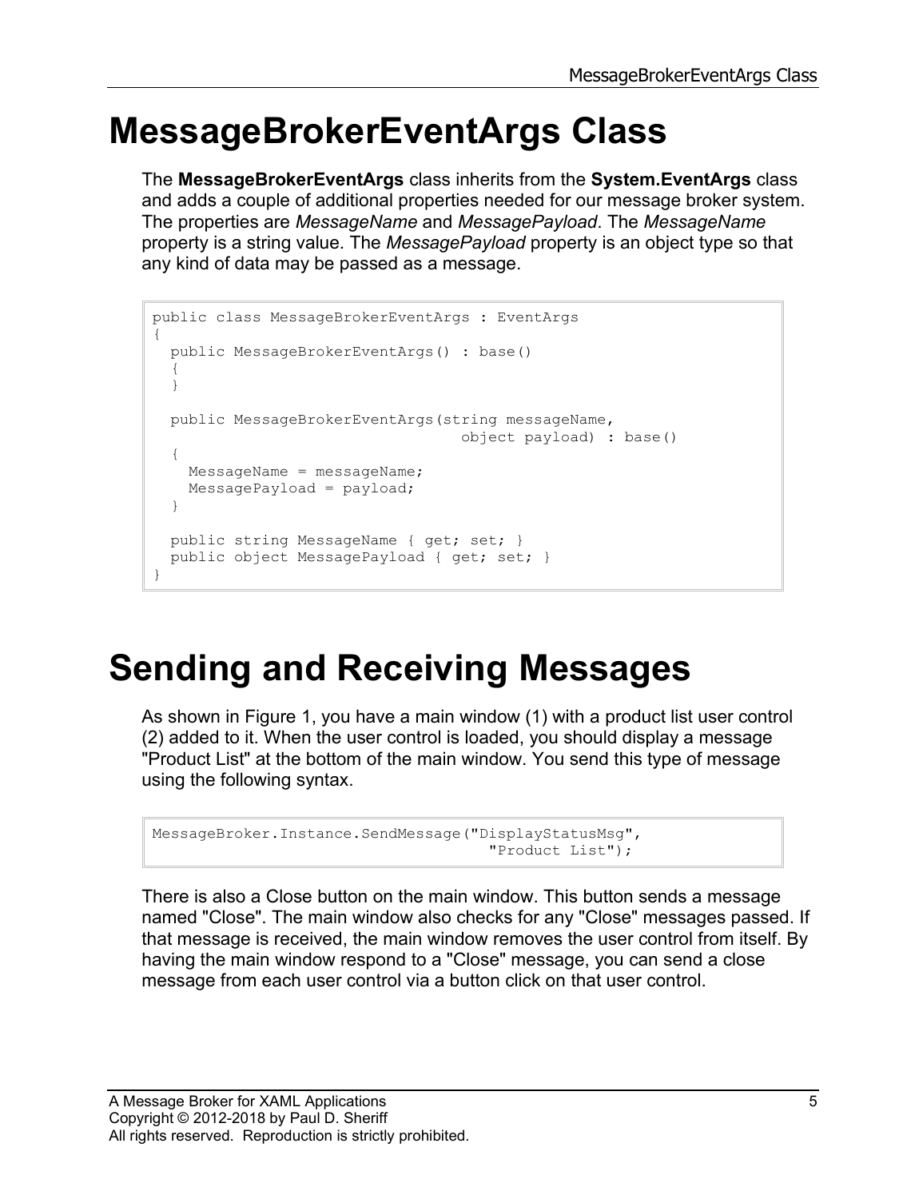# MessageBrokerEventArgs Class

The **MessageBrokerEventArgs** class inherits from the **System.EventArgs** class and adds a couple of additional properties needed for our message broker system. The properties are *MessageName* and *MessagePayload*. The *MessageName* property is a string value. The *MessagePayload* property is an object type so that any kind of data may be passed as a message.

```
public class MessageBrokerEventArgs : EventArgs
{
  public MessageBrokerEventArgs() : base()
  {
  }

  public MessageBrokerEventArgs(string messageName,
                                 object payload) : base()
  {
    MessageName = messageName;
    MessagePayload = payload;
  }

  public string MessageName { get; set; }
  public object MessagePayload { get; set; }
}
```

# Sending and Receiving Messages

As shown in Figure 1, you have a main window (1) with a product list user control (2) added to it. When the user control is loaded, you should display a message "Product List" at the bottom of the main window. You send this type of message using the following syntax.

```
MessageBroker.Instance.SendMessage("DisplayStatusMsg",
                                    "Product List");
```

There is also a Close button on the main window. This button sends a message named "Close". The main window also checks for any "Close" messages passed. If that message is received, the main window removes the user control from itself. By having the main window respond to a "Close" message, you can send a close message from each user control via a button click on that user control.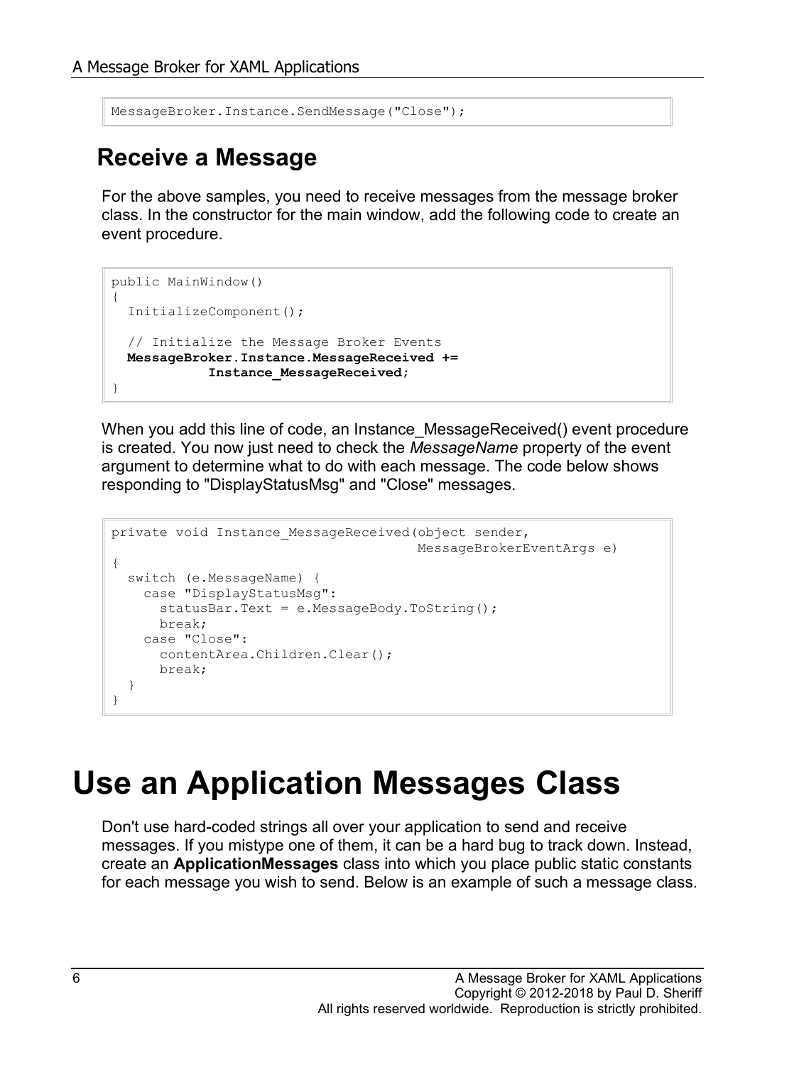```
MessageBroker.Instance.SendMessage("Close");
```

## Receive a Message

For the above samples, you need to receive messages from the message broker class. In the constructor for the main window, add the following code to create an event procedure.

```
public MainWindow()
{
  InitializeComponent();

  // Initialize the Message Broker Events
  MessageBroker.Instance.MessageReceived +=
            Instance_MessageReceived;
}
```

When you add this line of code, an Instance_MessageReceived() event procedure is created. You now just need to check the *MessageName* property of the event argument to determine what to do with each message. The code below shows responding to "DisplayStatusMsg" and "Close" messages.

```
private void Instance_MessageReceived(object sender,
                                      MessageBrokerEventArgs e)
{
  switch (e.MessageName) {
    case "DisplayStatusMsg":
      statusBar.Text = e.MessageBody.ToString();
      break;
    case "Close":
      contentArea.Children.Clear();
      break;
  }
}
```

# Use an Application Messages Class

Don't use hard-coded strings all over your application to send and receive messages. If you mistype one of them, it can be a hard bug to track down. Instead, create an **ApplicationMessages** class into which you place public static constants for each message you wish to send. Below is an example of such a message class.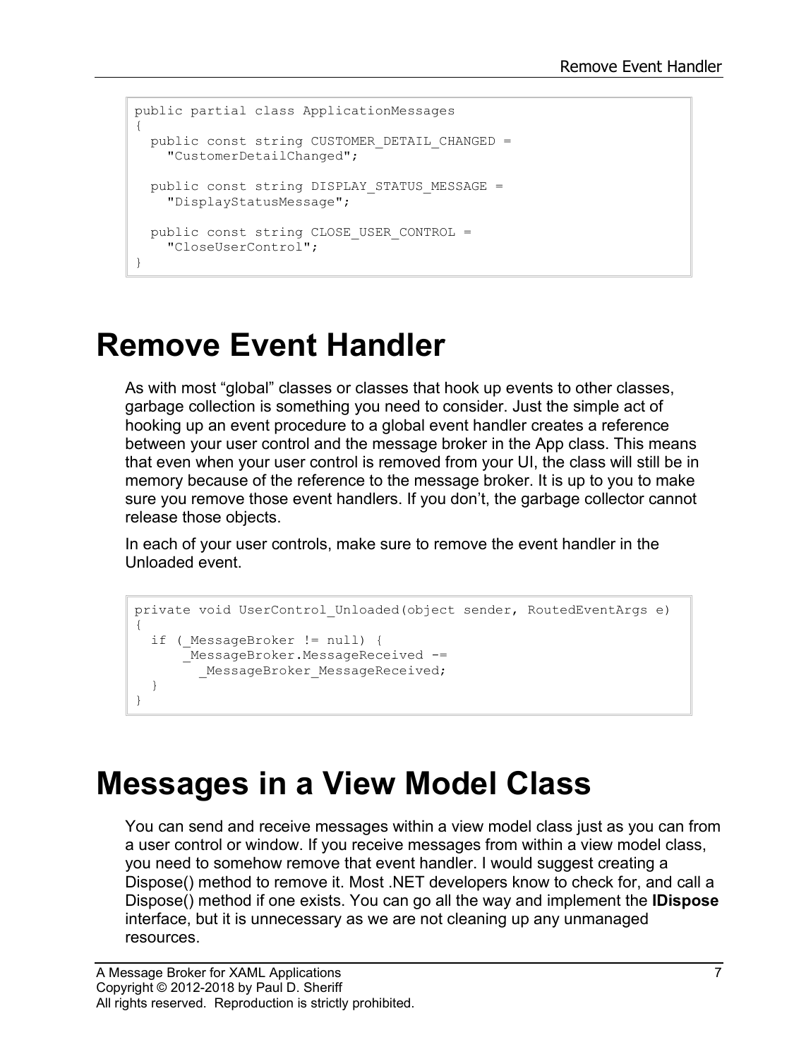```
public partial class ApplicationMessages
{
  public const string CUSTOMER_DETAIL_CHANGED =
    "CustomerDetailChanged";

  public const string DISPLAY_STATUS_MESSAGE =
    "DisplayStatusMessage";

  public const string CLOSE_USER_CONTROL =
    "CloseUserControl";
}
```

# Remove Event Handler

As with most “global” classes or classes that hook up events to other classes, garbage collection is something you need to consider. Just the simple act of hooking up an event procedure to a global event handler creates a reference between your user control and the message broker in the App class. This means that even when your user control is removed from your UI, the class will still be in memory because of the reference to the message broker. It is up to you to make sure you remove those event handlers. If you don’t, the garbage collector cannot release those objects.

In each of your user controls, make sure to remove the event handler in the Unloaded event.

```
private void UserControl_Unloaded(object sender, RoutedEventArgs e)
{
  if (_MessageBroker != null) {
      _MessageBroker.MessageReceived -=
        _MessageBroker_MessageReceived;
  }
}
```

# Messages in a View Model Class

You can send and receive messages within a view model class just as you can from a user control or window. If you receive messages from within a view model class, you need to somehow remove that event handler. I would suggest creating a Dispose() method to remove it. Most .NET developers know to check for, and call a Dispose() method if one exists. You can go all the way and implement the **IDispose** interface, but it is unnecessary as we are not cleaning up any unmanaged resources.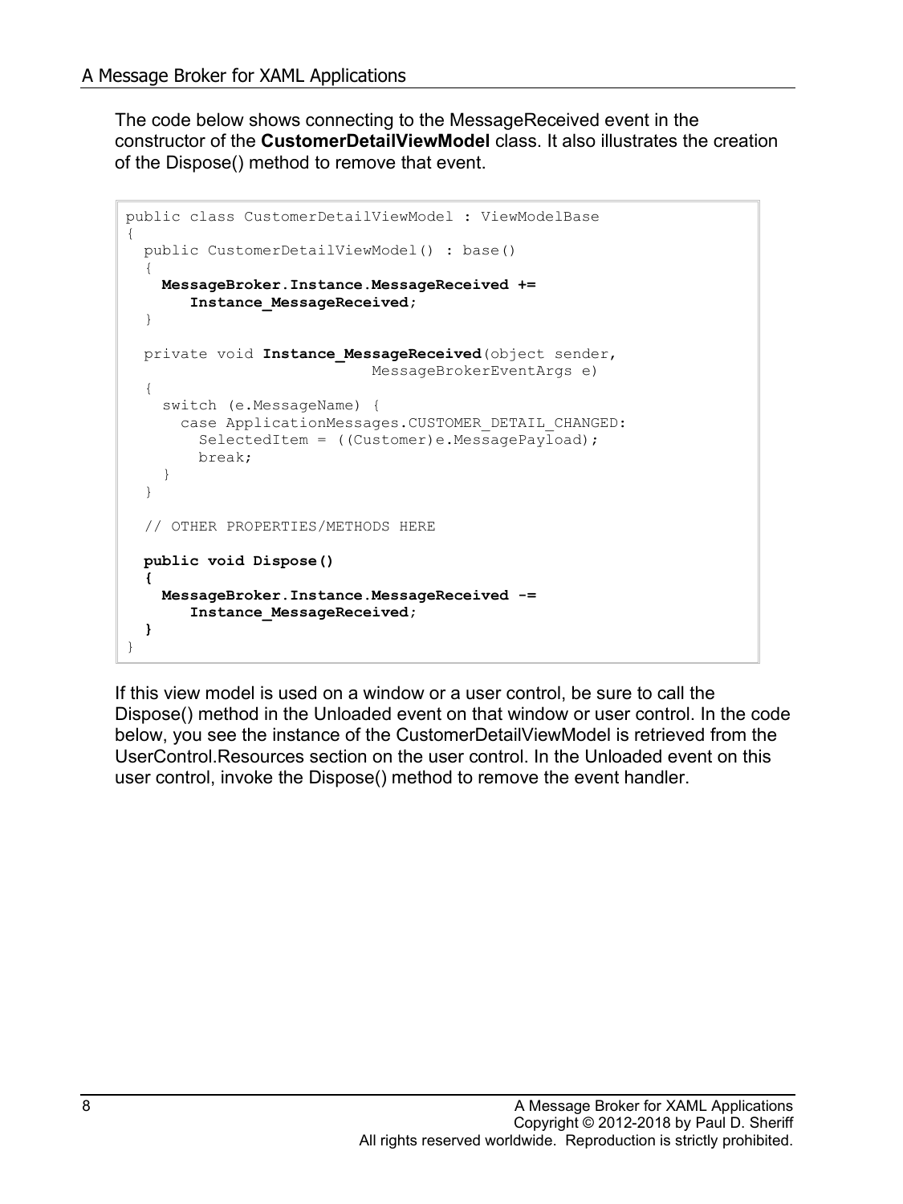The code below shows connecting to the MessageReceived event in the constructor of the **CustomerDetailViewModel** class. It also illustrates the creation of the Dispose() method to remove that event.

```
public class CustomerDetailViewModel : ViewModelBase
{
  public CustomerDetailViewModel() : base()
  {
    MessageBroker.Instance.MessageReceived +=
       Instance_MessageReceived;
  }

  private void Instance_MessageReceived(object sender,
                           MessageBrokerEventArgs e)
  {
    switch (e.MessageName) {
      case ApplicationMessages.CUSTOMER_DETAIL_CHANGED:
        SelectedItem = ((Customer)e.MessagePayload);
        break;
    }
  }

  // OTHER PROPERTIES/METHODS HERE

  public void Dispose()
  {
    MessageBroker.Instance.MessageReceived -=
       Instance_MessageReceived;
  }
}
```

If this view model is used on a window or a user control, be sure to call the Dispose() method in the Unloaded event on that window or user control. In the code below, you see the instance of the CustomerDetailViewModel is retrieved from the UserControl.Resources section on the user control. In the Unloaded event on this user control, invoke the Dispose() method to remove the event handler.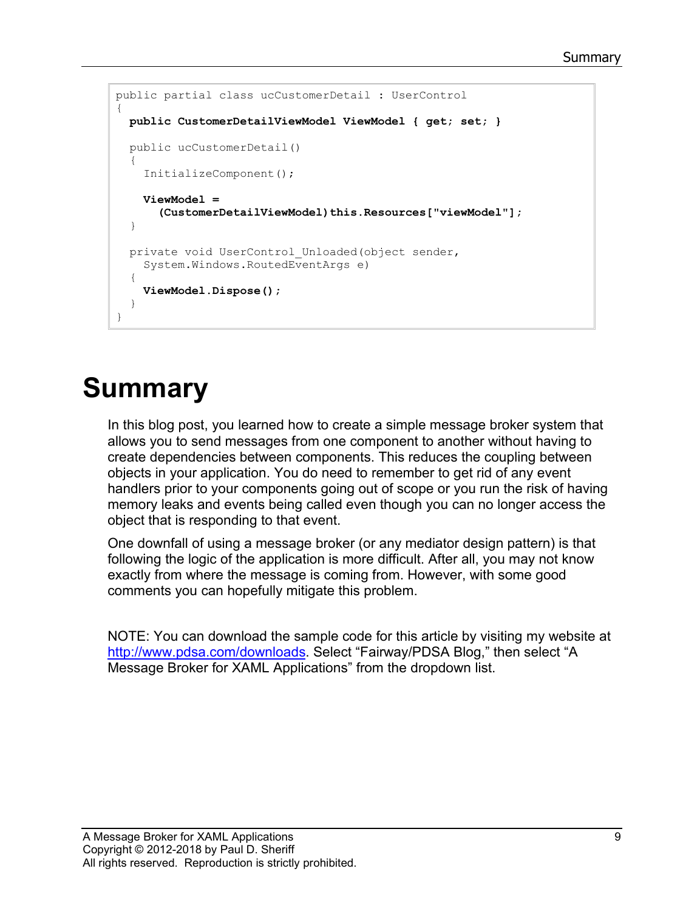```
public partial class ucCustomerDetail : UserControl
{
  public CustomerDetailViewModel ViewModel { get; set; }

  public ucCustomerDetail()
  {
    InitializeComponent();

    ViewModel =
      (CustomerDetailViewModel)this.Resources["viewModel"];
  }

  private void UserControl_Unloaded(object sender,
    System.Windows.RoutedEventArgs e)
  {
    ViewModel.Dispose();
  }
}
```

# Summary

In this blog post, you learned how to create a simple message broker system that allows you to send messages from one component to another without having to create dependencies between components. This reduces the coupling between objects in your application. You do need to remember to get rid of any event handlers prior to your components going out of scope or you run the risk of having memory leaks and events being called even though you can no longer access the object that is responding to that event.

One downfall of using a message broker (or any mediator design pattern) is that following the logic of the application is more difficult. After all, you may not know exactly from where the message is coming from. However, with some good comments you can hopefully mitigate this problem.

NOTE: You can download the sample code for this article by visiting my website at http://www.pdsa.com/downloads. Select “Fairway/PDSA Blog,” then select “A Message Broker for XAML Applications” from the dropdown list.